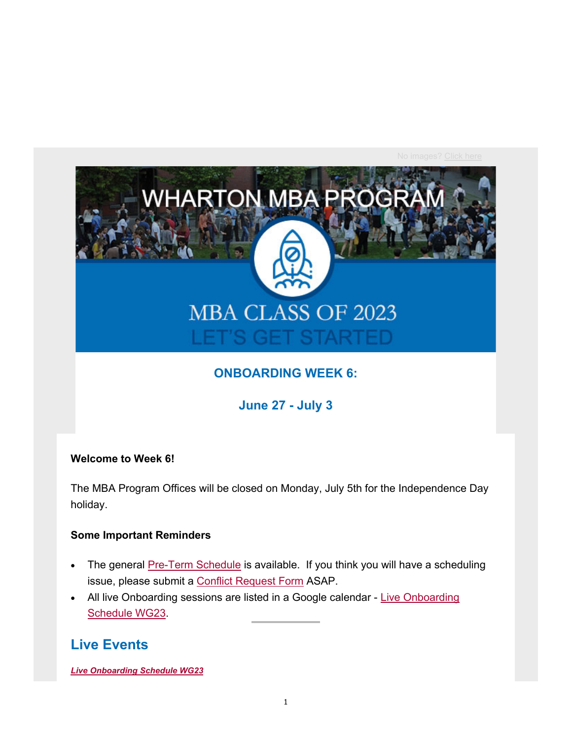No images? Click here

WHARTON MBA PROGRAM

MBA CLASS OF 2023

LET'S GET STARTED

## ONBOARDING WEEK 6:

## June 27 - July 3

**Welcome to Week 6!**

The MBA Program Offices will be closed on Monday, July 5th for the Independence Day holiday.

**Some Important Reminders**

- The general Pre-Term Schedule is available. If you think you will have a scheduling issue, please submit a Conflict Request Form ASAP.
- All live Onboarding sessions are listed in a Google calendar - Live Onboarding Schedule WG23.

---

## Live Events

***Live Onboarding Schedule WG23***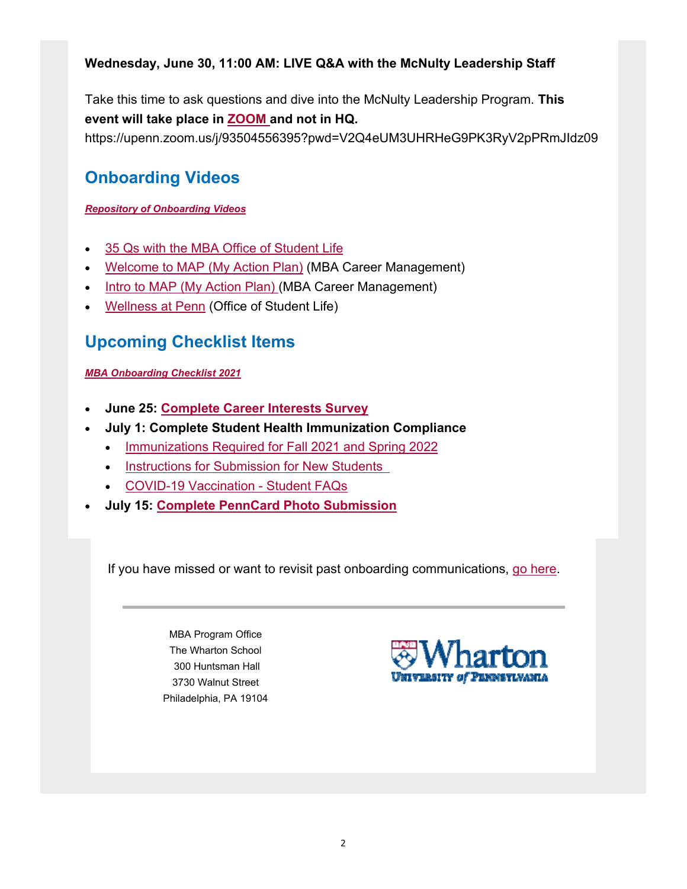**Wednesday, June 30, 11:00 AM: LIVE Q&A with the McNulty Leadership Staff**

Take this time to ask questions and dive into the McNulty Leadership Program. **This event will take place in ZOOM and not in HQ.**
https://upenn.zoom.us/j/93504556395?pwd=V2Q4eUM3UHRHeG9PK3RyV2pPRmJIdz09

## Onboarding Videos

***Repository of Onboarding Videos***

- 35 Qs with the MBA Office of Student Life
- Welcome to MAP (My Action Plan) (MBA Career Management)
- Intro to MAP (My Action Plan) (MBA Career Management)
- Wellness at Penn (Office of Student Life)

## Upcoming Checklist Items

***MBA Onboarding Checklist 2021***

- **June 25: Complete Career Interests Survey**
- **July 1: Complete Student Health Immunization Compliance**
  - Immunizations Required for Fall 2021 and Spring 2022
  - Instructions for Submission for New Students
  - COVID-19 Vaccination - Student FAQs
- **July 15: Complete PennCard Photo Submission**

If you have missed or want to revisit past onboarding communications, go here.

---

MBA Program Office
The Wharton School
300 Huntsman Hall
3730 Walnut Street
Philadelphia, PA 19104

Wharton
University of Pennsylvania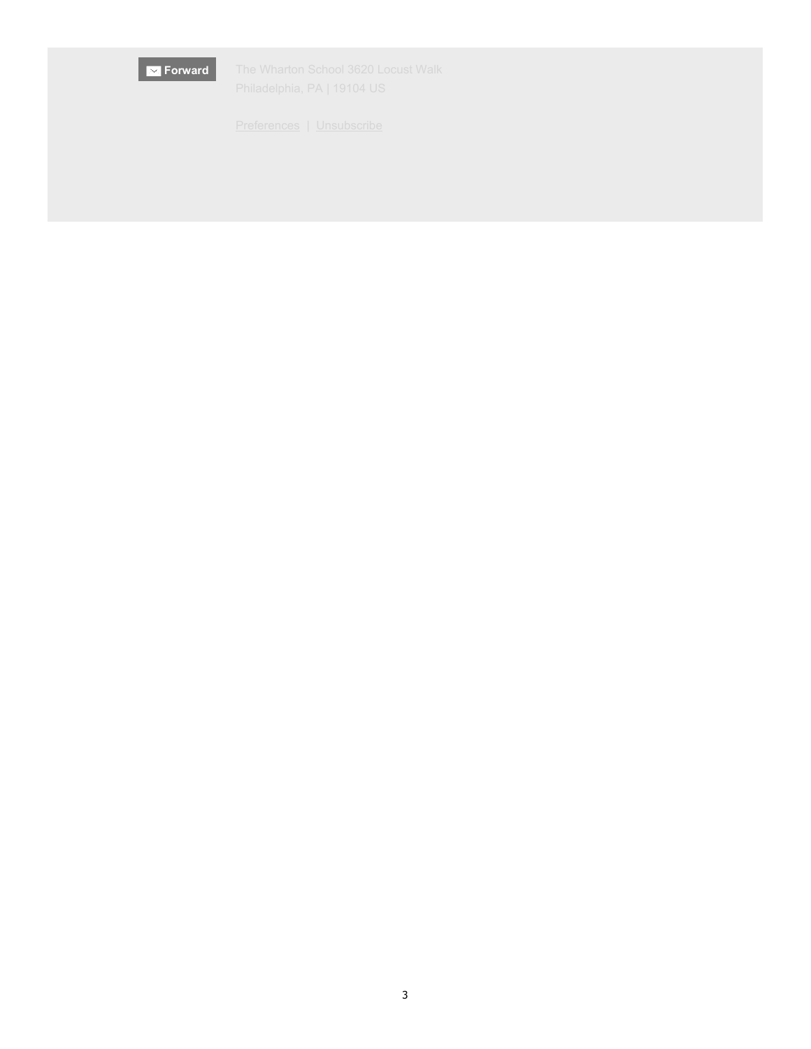Forward

The Wharton School 3620 Locust Walk
Philadelphia, PA | 19104 US

Preferences | Unsubscribe